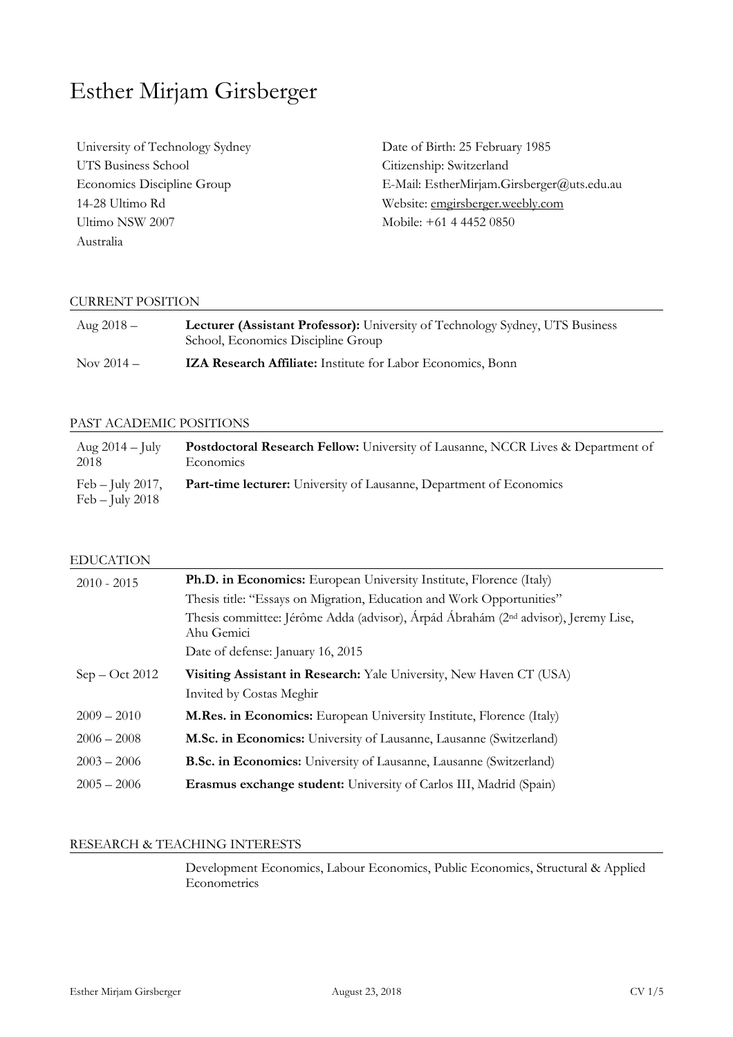# Esther Mirjam Girsberger

University of Technology Sydney
UTS Business School
Economics Discipline Group
14-28 Ultimo Rd
Ultimo NSW 2007
Australia

Date of Birth: 25 February 1985
Citizenship: Switzerland
E-Mail: EstherMirjam.Girsberger@uts.edu.au
Website: emgirsberger.weebly.com
Mobile: +61 4 4452 0850

## CURRENT POSITION

| | |
|---|---|
| Aug 2018 – | **Lecturer (Assistant Professor):** University of Technology Sydney, UTS Business School, Economics Discipline Group |
| Nov 2014 – | **IZA Research Affiliate:** Institute for Labor Economics, Bonn |

## PAST ACADEMIC POSITIONS

| | |
|---|---|
| Aug 2014 – July 2018 | **Postdoctoral Research Fellow:** University of Lausanne, NCCR Lives & Department of Economics |
| Feb – July 2017, Feb – July 2018 | **Part-time lecturer:** University of Lausanne, Department of Economics |

## EDUCATION

| | |
|---|---|
| 2010 - 2015 | **Ph.D. in Economics:** European University Institute, Florence (Italy) |
| | Thesis title: "Essays on Migration, Education and Work Opportunities" |
| | Thesis committee: Jérôme Adda (advisor), Árpád Ábrahám (2nd advisor), Jeremy Lise, Ahu Gemici |
| | Date of defense: January 16, 2015 |
| Sep – Oct 2012 | **Visiting Assistant in Research:** Yale University, New Haven CT (USA) |
| | Invited by Costas Meghir |
| 2009 – 2010 | **M.Res. in Economics:** European University Institute, Florence (Italy) |
| 2006 – 2008 | **M.Sc. in Economics:** University of Lausanne, Lausanne (Switzerland) |
| 2003 – 2006 | **B.Sc. in Economics:** University of Lausanne, Lausanne (Switzerland) |
| 2005 – 2006 | **Erasmus exchange student:** University of Carlos III, Madrid (Spain) |

## RESEARCH & TEACHING INTERESTS

Development Economics, Labour Economics, Public Economics, Structural & Applied Econometrics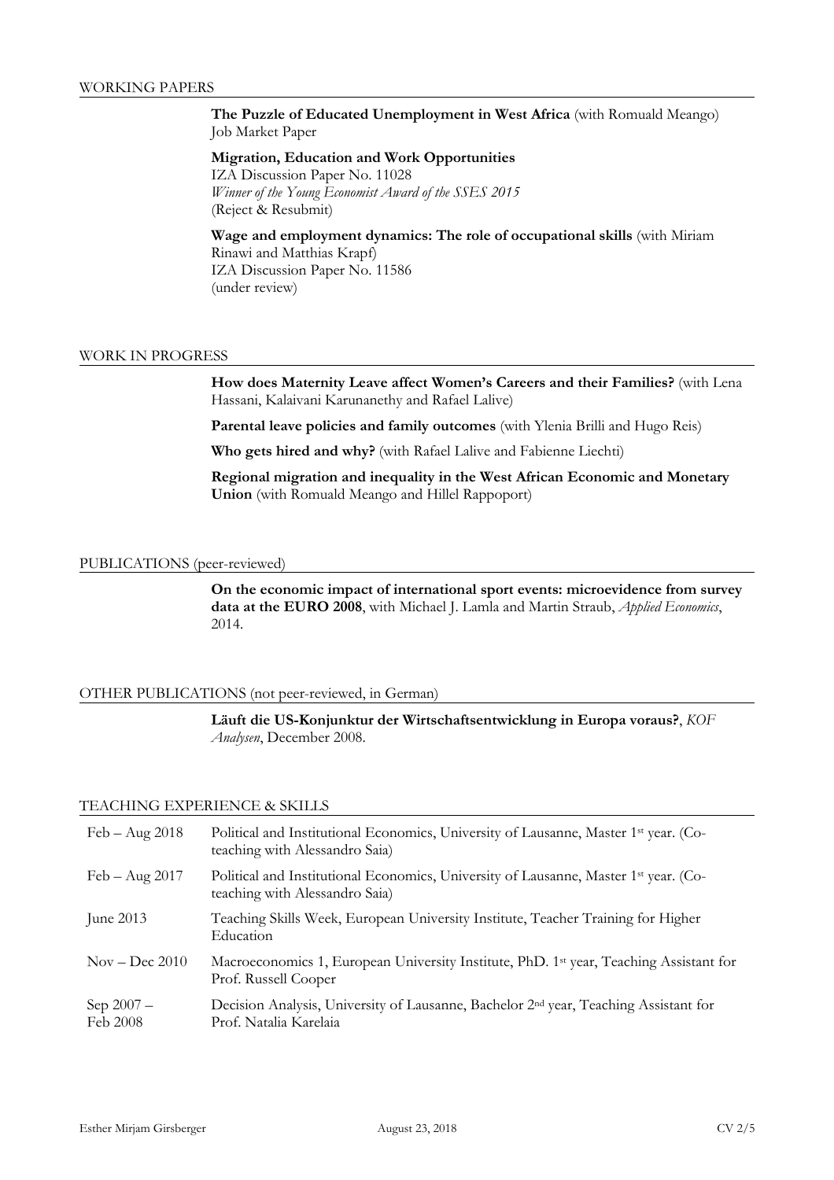## WORKING PAPERS

**The Puzzle of Educated Unemployment in West Africa** (with Romuald Meango)
Job Market Paper

**Migration, Education and Work Opportunities**
IZA Discussion Paper No. 11028
*Winner of the Young Economist Award of the SSES 2015*
(Reject & Resubmit)

**Wage and employment dynamics: The role of occupational skills** (with Miriam Rinawi and Matthias Krapf)
IZA Discussion Paper No. 11586
(under review)

## WORK IN PROGRESS

**How does Maternity Leave affect Women's Careers and their Families?** (with Lena Hassani, Kalaivani Karunanethy and Rafael Lalive)

**Parental leave policies and family outcomes** (with Ylenia Brilli and Hugo Reis)

**Who gets hired and why?** (with Rafael Lalive and Fabienne Liechti)

**Regional migration and inequality in the West African Economic and Monetary Union** (with Romuald Meango and Hillel Rappoport)

## PUBLICATIONS (peer-reviewed)

**On the economic impact of international sport events: microevidence from survey data at the EURO 2008**, with Michael J. Lamla and Martin Straub, *Applied Economics*, 2014.

## OTHER PUBLICATIONS (not peer-reviewed, in German)

**Läuft die US-Konjunktur der Wirtschaftsentwicklung in Europa voraus?**, *KOF Analysen*, December 2008.

## TEACHING EXPERIENCE & SKILLS

| | |
|---|---|
| Feb – Aug 2018 | Political and Institutional Economics, University of Lausanne, Master 1st year. (Co-teaching with Alessandro Saia) |
| Feb – Aug 2017 | Political and Institutional Economics, University of Lausanne, Master 1st year. (Co-teaching with Alessandro Saia) |
| June 2013 | Teaching Skills Week, European University Institute, Teacher Training for Higher Education |
| Nov – Dec 2010 | Macroeconomics 1, European University Institute, PhD. 1st year, Teaching Assistant for Prof. Russell Cooper |
| Sep 2007 – Feb 2008 | Decision Analysis, University of Lausanne, Bachelor 2nd year, Teaching Assistant for Prof. Natalia Karelaia |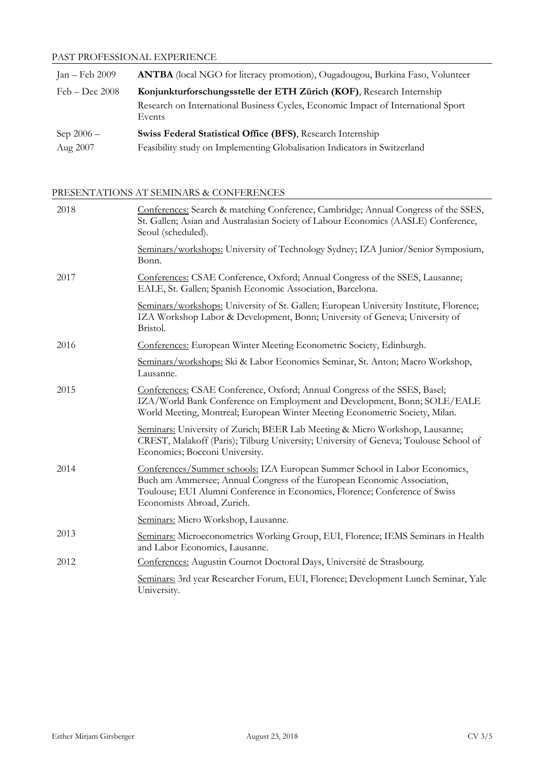## PAST PROFESSIONAL EXPERIENCE

| | |
|---|---|
| Jan – Feb 2009 | **ANTBA** (local NGO for literacy promotion), Ougadougou, Burkina Faso, Volunteer |
| Feb – Dec 2008 | **Konjunkturforschungsstelle der ETH Zürich (KOF)**, Research Internship<br>Research on International Business Cycles, Economic Impact of International Sport Events |
| Sep 2006 – Aug 2007 | **Swiss Federal Statistical Office (BFS)**, Research Internship<br>Feasibility study on Implementing Globalisation Indicators in Switzerland |

## PRESENTATIONS AT SEMINARS & CONFERENCES

**2018**

Conferences: Search & matching Conference, Cambridge; Annual Congress of the SSES, St. Gallen; Asian and Australasian Society of Labour Economics (AASLE) Conference, Seoul (scheduled).

Seminars/workshops: University of Technology Sydney; IZA Junior/Senior Symposium, Bonn.

**2017**

Conferences: CSAE Conference, Oxford; Annual Congress of the SSES, Lausanne; EALE, St. Gallen; Spanish Economic Association, Barcelona.

Seminars/workshops: University of St. Gallen; European University Institute, Florence; IZA Workshop Labor & Development, Bonn; University of Geneva; University of Bristol.

**2016**

Conferences: European Winter Meeting Econometric Society, Edinburgh.

Seminars/workshops: Ski & Labor Economics Seminar, St. Anton; Macro Workshop, Lausanne.

**2015**

Conferences: CSAE Conference, Oxford; Annual Congress of the SSES, Basel; IZA/World Bank Conference on Employment and Development, Bonn; SOLE/EALE World Meeting, Montreal; European Winter Meeting Econometric Society, Milan.

Seminars: University of Zurich; BEER Lab Meeting & Micro Workshop, Lausanne; CREST, Malakoff (Paris); Tilburg University; University of Geneva; Toulouse School of Economics; Bocconi University.

**2014**

Conferences/Summer schools: IZA European Summer School in Labor Economics, Buch am Ammersee; Annual Congress of the European Economic Association, Toulouse; EUI Alumni Conference in Economics, Florence; Conference of Swiss Economists Abroad, Zurich.

Seminars: Micro Workshop, Lausanne.

**2013**

Seminars: Microeconometrics Working Group, EUI, Florence; IEMS Seminars in Health and Labor Economics, Lausanne.

**2012**

Conferences: Augustin Cournot Doctoral Days, Université de Strasbourg.

Seminars: 3rd year Researcher Forum, EUI, Florence; Development Lunch Seminar, Yale University.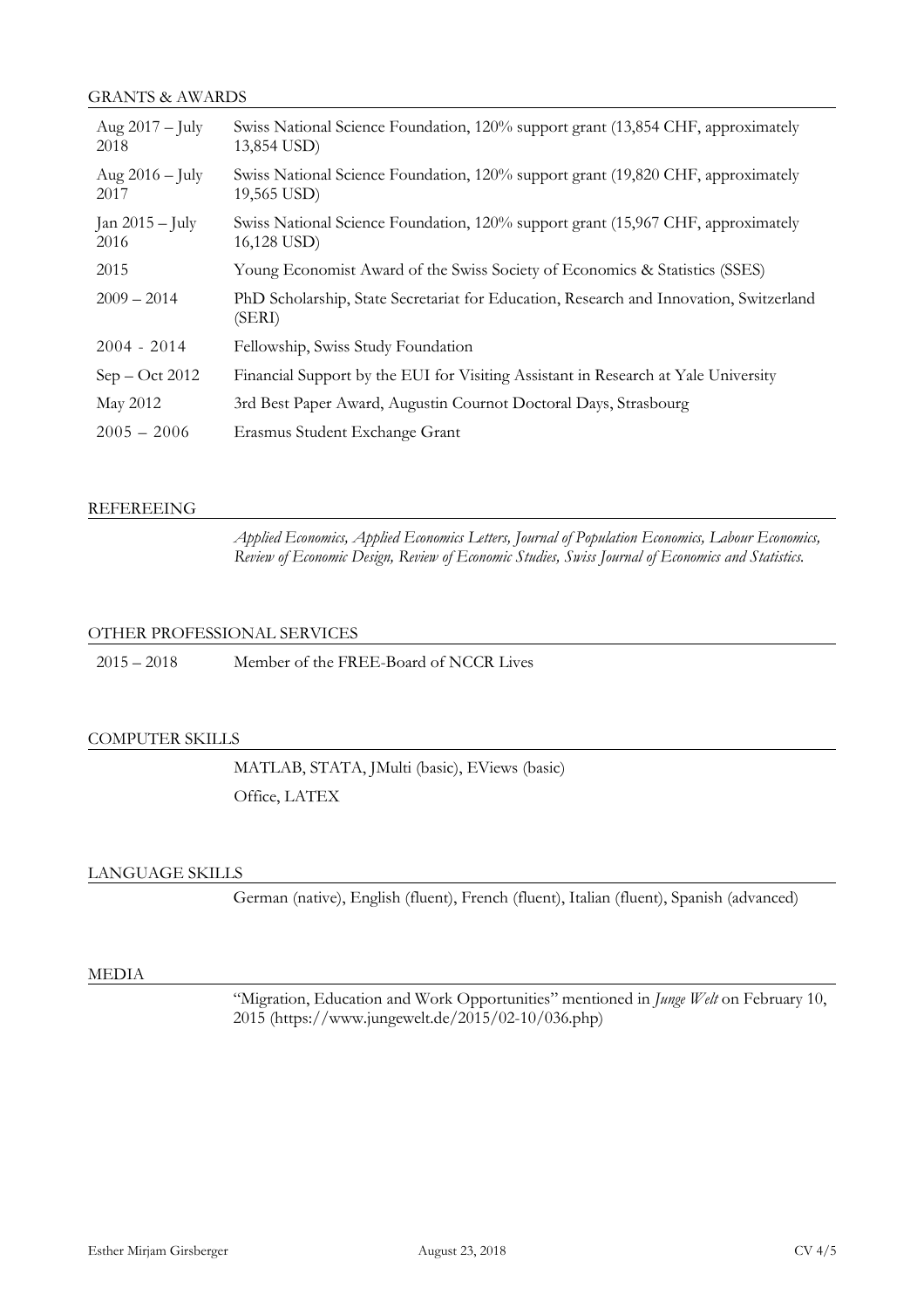## GRANTS & AWARDS

| | |
|---|---|
| Aug 2017 – July 2018 | Swiss National Science Foundation, 120% support grant (13,854 CHF, approximately 13,854 USD) |
| Aug 2016 – July 2017 | Swiss National Science Foundation, 120% support grant (19,820 CHF, approximately 19,565 USD) |
| Jan 2015 – July 2016 | Swiss National Science Foundation, 120% support grant (15,967 CHF, approximately 16,128 USD) |
| 2015 | Young Economist Award of the Swiss Society of Economics & Statistics (SSES) |
| 2009 – 2014 | PhD Scholarship, State Secretariat for Education, Research and Innovation, Switzerland (SERI) |
| 2004 - 2014 | Fellowship, Swiss Study Foundation |
| Sep – Oct 2012 | Financial Support by the EUI for Visiting Assistant in Research at Yale University |
| May 2012 | 3rd Best Paper Award, Augustin Cournot Doctoral Days, Strasbourg |
| 2005 – 2006 | Erasmus Student Exchange Grant |

## REFEREEING

*Applied Economics, Applied Economics Letters, Journal of Population Economics, Labour Economics, Review of Economic Design, Review of Economic Studies, Swiss Journal of Economics and Statistics.*

## OTHER PROFESSIONAL SERVICES

| | |
|---|---|
| 2015 – 2018 | Member of the FREE-Board of NCCR Lives |

## COMPUTER SKILLS

MATLAB, STATA, JMulti (basic), EViews (basic)

Office, LATEX

## LANGUAGE SKILLS

German (native), English (fluent), French (fluent), Italian (fluent), Spanish (advanced)

## MEDIA

"Migration, Education and Work Opportunities" mentioned in *Junge Welt* on February 10, 2015 (https://www.jungewelt.de/2015/02-10/036.php)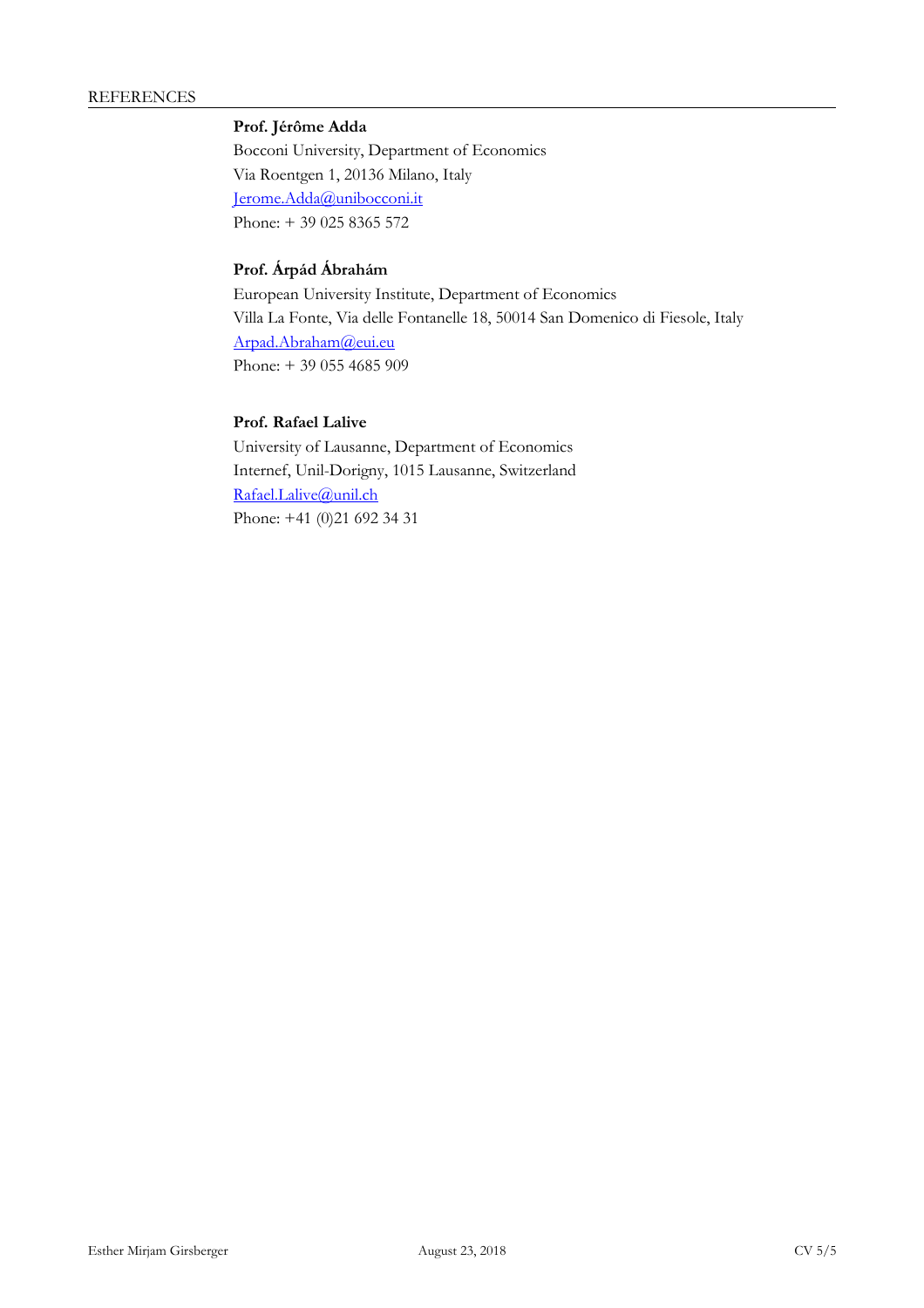## REFERENCES

**Prof. Jérôme Adda**
Bocconi University, Department of Economics
Via Roentgen 1, 20136 Milano, Italy
Jerome.Adda@unibocconi.it
Phone: + 39 025 8365 572

**Prof. Árpád Ábrahám**
European University Institute, Department of Economics
Villa La Fonte, Via delle Fontanelle 18, 50014 San Domenico di Fiesole, Italy
Arpad.Abraham@eui.eu
Phone: + 39 055 4685 909

**Prof. Rafael Lalive**
University of Lausanne, Department of Economics
Internef, Unil-Dorigny, 1015 Lausanne, Switzerland
Rafael.Lalive@unil.ch
Phone: +41 (0)21 692 34 31